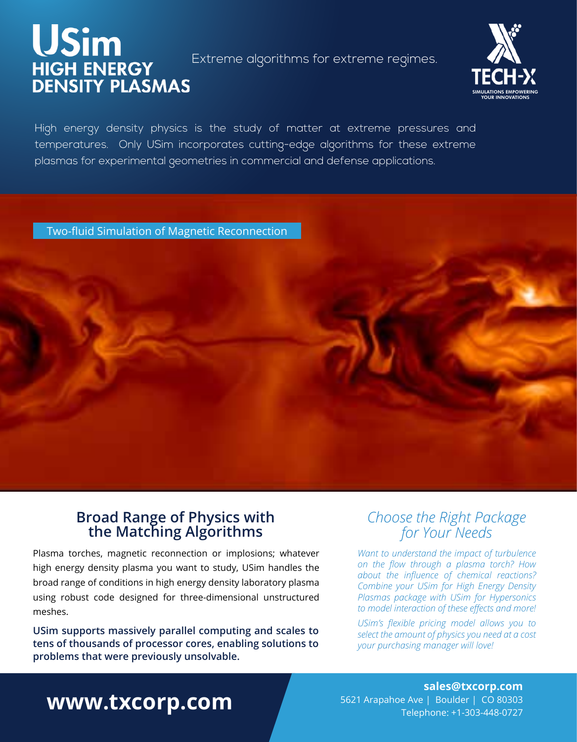# USim HIGH ENERGY DENSITY PLASMAS

Extreme algorithms for extreme regimes.

TECH-X
SIMULATIONS EMPOWERING YOUR INNOVATIONS

High energy density physics is the study of matter at extreme pressures and temperatures. Only USim incorporates cutting-edge algorithms for these extreme plasmas for experimental geometries in commercial and defense applications.

Two-fluid Simulation of Magnetic Reconnection

## Broad Range of Physics with the Matching Algorithms

Plasma torches, magnetic reconnection or implosions; whatever high energy density plasma you want to study, USim handles the broad range of conditions in high energy density laboratory plasma using robust code designed for three-dimensional unstructured meshes.

**USim supports massively parallel computing and scales to tens of thousands of processor cores, enabling solutions to problems that were previously unsolvable.**

## *Choose the Right Package for Your Needs*

*Want to understand the impact of turbulence on the flow through a plasma torch? How about the influence of chemical reactions? Combine your USim for High Energy Density Plasmas package with USim for Hypersonics to model interaction of these effects and more!*

*USim's flexible pricing model allows you to select the amount of physics you need at a cost your purchasing manager will love!*

**www.txcorp.com**

**sales@txcorp.com**
5621 Arapahoe Ave | Boulder | CO 80303
Telephone: +1-303-448-0727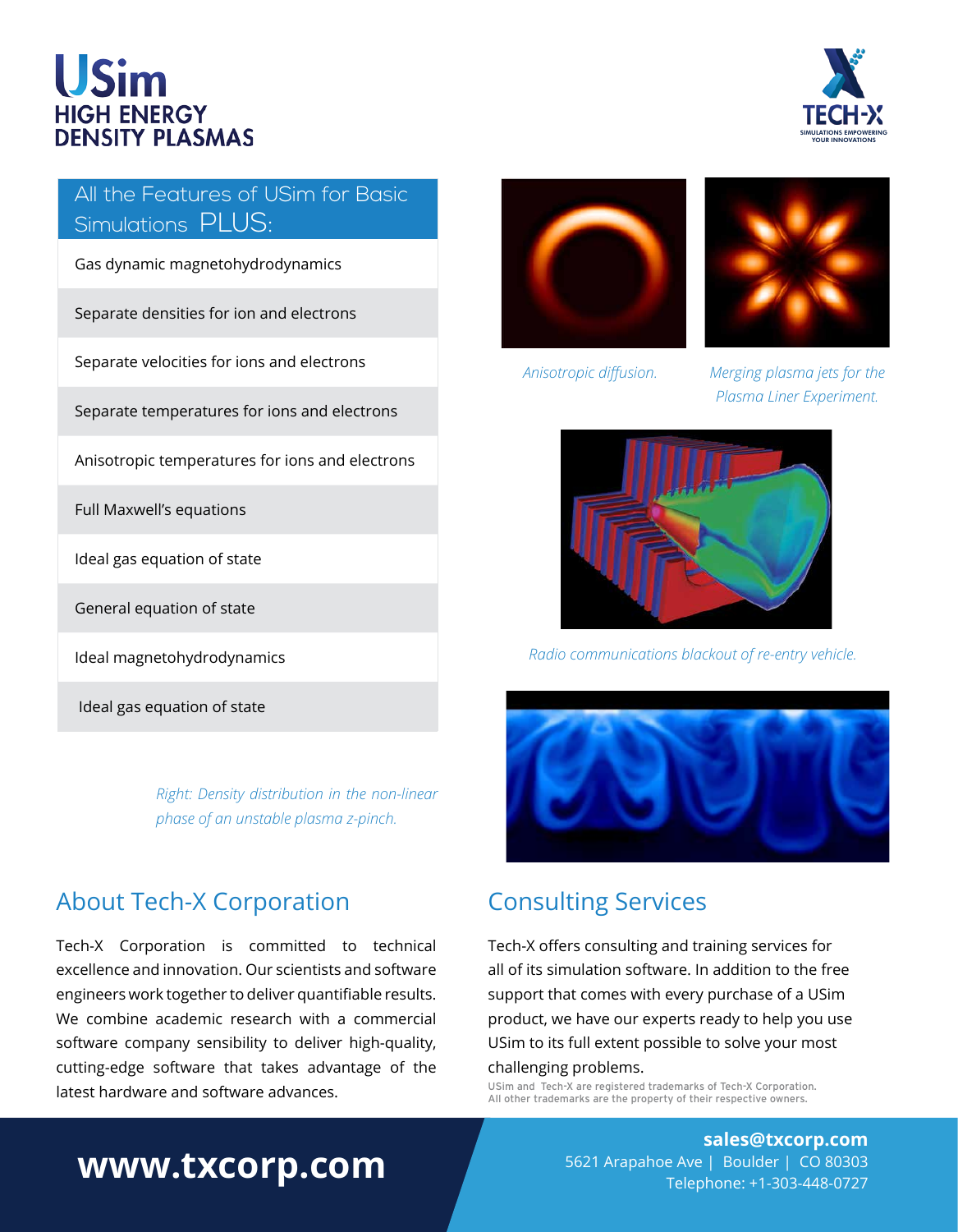# USim

## HIGH ENERGY DENSITY PLASMAS

TECH-X

SIMULATIONS EMPOWERING YOUR INNOVATIONS

### All the Features of USim for Basic Simulations PLUS:

- Gas dynamic magnetohydrodynamics
- Separate densities for ion and electrons
- Separate velocities for ions and electrons
- Separate temperatures for ions and electrons
- Anisotropic temperatures for ions and electrons
- Full Maxwell's equations
- Ideal gas equation of state
- General equation of state
- Ideal magnetohydrodynamics
- Ideal gas equation of state

*Anisotropic diffusion.*

*Merging plasma jets for the Plasma Liner Experiment.*

*Radio communications blackout of re-entry vehicle.*

*Right: Density distribution in the non-linear phase of an unstable plasma z-pinch.*

## About Tech-X Corporation

Tech-X Corporation is committed to technical excellence and innovation. Our scientists and software engineers work together to deliver quantifiable results. We combine academic research with a commercial software company sensibility to deliver high-quality, cutting-edge software that takes advantage of the latest hardware and software advances.

## Consulting Services

Tech-X offers consulting and training services for all of its simulation software. In addition to the free support that comes with every purchase of a USim product, we have our experts ready to help you use USim to its full extent possible to solve your most challenging problems.

USim and Tech-X are registered trademarks of Tech-X Corporation. All other trademarks are the property of their respective owners.

**www.txcorp.com**

**sales@txcorp.com**
5621 Arapahoe Ave | Boulder | CO 80303
Telephone: +1-303-448-0727